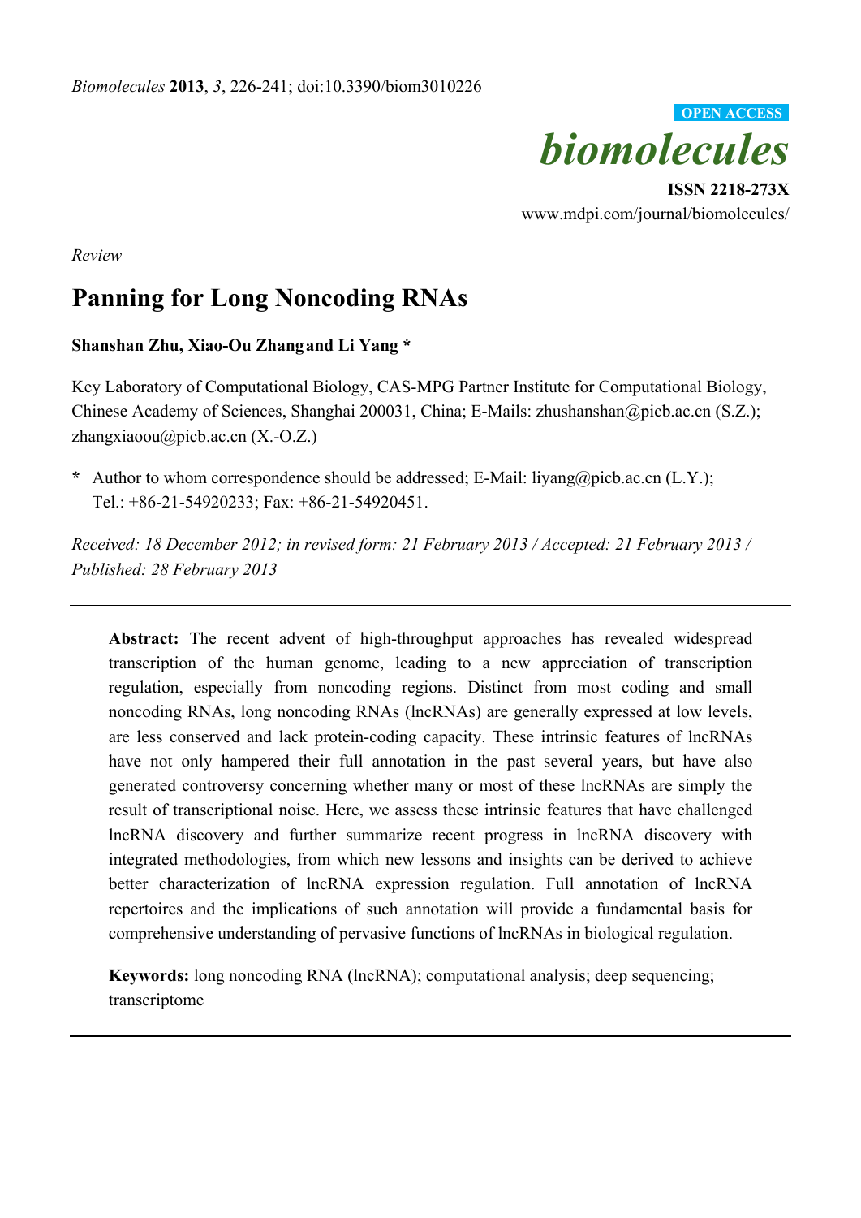*Biomolecules* **2013**, *3*, 226-241; doi:10.3390/biom3010226

**OPEN ACCESS**

*biomolecules*

**ISSN 2218-273X**

www.mdpi.com/journal/biomolecules/

*Review*

# Panning for Long Noncoding RNAs

**Shanshan Zhu, Xiao-Ou Zhang and Li Yang \***

Key Laboratory of Computational Biology, CAS-MPG Partner Institute for Computational Biology, Chinese Academy of Sciences, Shanghai 200031, China; E-Mails: zhushanshan@picb.ac.cn (S.Z.); zhangxiaoou@picb.ac.cn (X.-O.Z.)

**\*** Author to whom correspondence should be addressed; E-Mail: liyang@picb.ac.cn (L.Y.); Tel.: +86-21-54920233; Fax: +86-21-54920451.

*Received: 18 December 2012; in revised form: 21 February 2013 / Accepted: 21 February 2013 / Published: 28 February 2013*

---

**Abstract:** The recent advent of high-throughput approaches has revealed widespread transcription of the human genome, leading to a new appreciation of transcription regulation, especially from noncoding regions. Distinct from most coding and small noncoding RNAs, long noncoding RNAs (lncRNAs) are generally expressed at low levels, are less conserved and lack protein-coding capacity. These intrinsic features of lncRNAs have not only hampered their full annotation in the past several years, but have also generated controversy concerning whether many or most of these lncRNAs are simply the result of transcriptional noise. Here, we assess these intrinsic features that have challenged lncRNA discovery and further summarize recent progress in lncRNA discovery with integrated methodologies, from which new lessons and insights can be derived to achieve better characterization of lncRNA expression regulation. Full annotation of lncRNA repertoires and the implications of such annotation will provide a fundamental basis for comprehensive understanding of pervasive functions of lncRNAs in biological regulation.

**Keywords:** long noncoding RNA (lncRNA); computational analysis; deep sequencing; transcriptome

---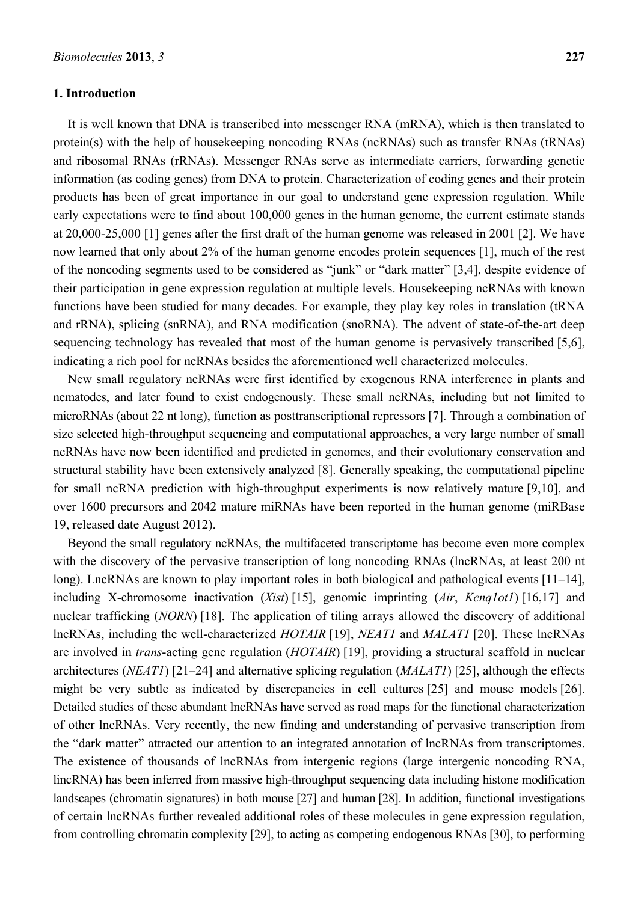## 1. Introduction

It is well known that DNA is transcribed into messenger RNA (mRNA), which is then translated to protein(s) with the help of housekeeping noncoding RNAs (ncRNAs) such as transfer RNAs (tRNAs) and ribosomal RNAs (rRNAs). Messenger RNAs serve as intermediate carriers, forwarding genetic information (as coding genes) from DNA to protein. Characterization of coding genes and their protein products has been of great importance in our goal to understand gene expression regulation. While early expectations were to find about 100,000 genes in the human genome, the current estimate stands at 20,000-25,000 [1] genes after the first draft of the human genome was released in 2001 [2]. We have now learned that only about 2% of the human genome encodes protein sequences [1], much of the rest of the noncoding segments used to be considered as "junk" or "dark matter" [3,4], despite evidence of their participation in gene expression regulation at multiple levels. Housekeeping ncRNAs with known functions have been studied for many decades. For example, they play key roles in translation (tRNA and rRNA), splicing (snRNA), and RNA modification (snoRNA). The advent of state-of-the-art deep sequencing technology has revealed that most of the human genome is pervasively transcribed [5,6], indicating a rich pool for ncRNAs besides the aforementioned well characterized molecules.

New small regulatory ncRNAs were first identified by exogenous RNA interference in plants and nematodes, and later found to exist endogenously. These small ncRNAs, including but not limited to microRNAs (about 22 nt long), function as posttranscriptional repressors [7]. Through a combination of size selected high-throughput sequencing and computational approaches, a very large number of small ncRNAs have now been identified and predicted in genomes, and their evolutionary conservation and structural stability have been extensively analyzed [8]. Generally speaking, the computational pipeline for small ncRNA prediction with high-throughput experiments is now relatively mature [9,10], and over 1600 precursors and 2042 mature miRNAs have been reported in the human genome (miRBase 19, released date August 2012).

Beyond the small regulatory ncRNAs, the multifaceted transcriptome has become even more complex with the discovery of the pervasive transcription of long noncoding RNAs (lncRNAs, at least 200 nt long). LncRNAs are known to play important roles in both biological and pathological events [11–14], including X-chromosome inactivation (*Xist*) [15], genomic imprinting (*Air*, *Kcnq1ot1*) [16,17] and nuclear trafficking (*NORN*) [18]. The application of tiling arrays allowed the discovery of additional lncRNAs, including the well-characterized *HOTAIR* [19], *NEAT1* and *MALAT1* [20]. These lncRNAs are involved in *trans*-acting gene regulation (*HOTAIR*) [19], providing a structural scaffold in nuclear architectures (*NEAT1*) [21–24] and alternative splicing regulation (*MALAT1*) [25], although the effects might be very subtle as indicated by discrepancies in cell cultures [25] and mouse models [26]. Detailed studies of these abundant lncRNAs have served as road maps for the functional characterization of other lncRNAs. Very recently, the new finding and understanding of pervasive transcription from the "dark matter" attracted our attention to an integrated annotation of lncRNAs from transcriptomes. The existence of thousands of lncRNAs from intergenic regions (large intergenic noncoding RNA, lincRNA) has been inferred from massive high-throughput sequencing data including histone modification landscapes (chromatin signatures) in both mouse [27] and human [28]. In addition, functional investigations of certain lncRNAs further revealed additional roles of these molecules in gene expression regulation, from controlling chromatin complexity [29], to acting as competing endogenous RNAs [30], to performing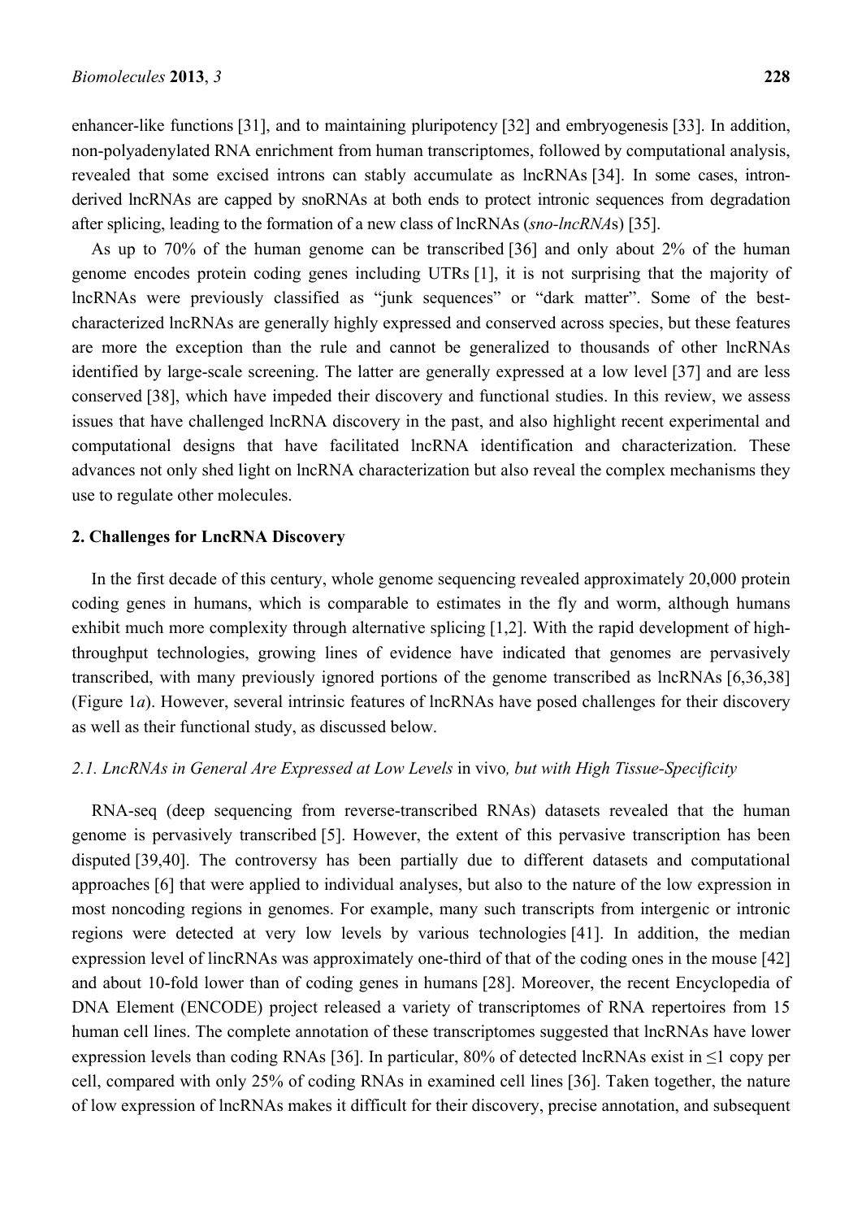enhancer-like functions [31], and to maintaining pluripotency [32] and embryogenesis [33]. In addition, non-polyadenylated RNA enrichment from human transcriptomes, followed by computational analysis, revealed that some excised introns can stably accumulate as lncRNAs [34]. In some cases, intron-derived lncRNAs are capped by snoRNAs at both ends to protect intronic sequences from degradation after splicing, leading to the formation of a new class of lncRNAs (*sno-lncRNAs*) [35].

As up to 70% of the human genome can be transcribed [36] and only about 2% of the human genome encodes protein coding genes including UTRs [1], it is not surprising that the majority of lncRNAs were previously classified as "junk sequences" or "dark matter". Some of the best-characterized lncRNAs are generally highly expressed and conserved across species, but these features are more the exception than the rule and cannot be generalized to thousands of other lncRNAs identified by large-scale screening. The latter are generally expressed at a low level [37] and are less conserved [38], which have impeded their discovery and functional studies. In this review, we assess issues that have challenged lncRNA discovery in the past, and also highlight recent experimental and computational designs that have facilitated lncRNA identification and characterization. These advances not only shed light on lncRNA characterization but also reveal the complex mechanisms they use to regulate other molecules.

## 2. Challenges for LncRNA Discovery

In the first decade of this century, whole genome sequencing revealed approximately 20,000 protein coding genes in humans, which is comparable to estimates in the fly and worm, although humans exhibit much more complexity through alternative splicing [1,2]. With the rapid development of high-throughput technologies, growing lines of evidence have indicated that genomes are pervasively transcribed, with many previously ignored portions of the genome transcribed as lncRNAs [6,36,38] (Figure 1*a*). However, several intrinsic features of lncRNAs have posed challenges for their discovery as well as their functional study, as discussed below.

### *2.1. LncRNAs in General Are Expressed at Low Levels* in vivo*, but with High Tissue-Specificity*

RNA-seq (deep sequencing from reverse-transcribed RNAs) datasets revealed that the human genome is pervasively transcribed [5]. However, the extent of this pervasive transcription has been disputed [39,40]. The controversy has been partially due to different datasets and computational approaches [6] that were applied to individual analyses, but also to the nature of the low expression in most noncoding regions in genomes. For example, many such transcripts from intergenic or intronic regions were detected at very low levels by various technologies [41]. In addition, the median expression level of lincRNAs was approximately one-third of that of the coding ones in the mouse [42] and about 10-fold lower than of coding genes in humans [28]. Moreover, the recent Encyclopedia of DNA Element (ENCODE) project released a variety of transcriptomes of RNA repertoires from 15 human cell lines. The complete annotation of these transcriptomes suggested that lncRNAs have lower expression levels than coding RNAs [36]. In particular, 80% of detected lncRNAs exist in ≤1 copy per cell, compared with only 25% of coding RNAs in examined cell lines [36]. Taken together, the nature of low expression of lncRNAs makes it difficult for their discovery, precise annotation, and subsequent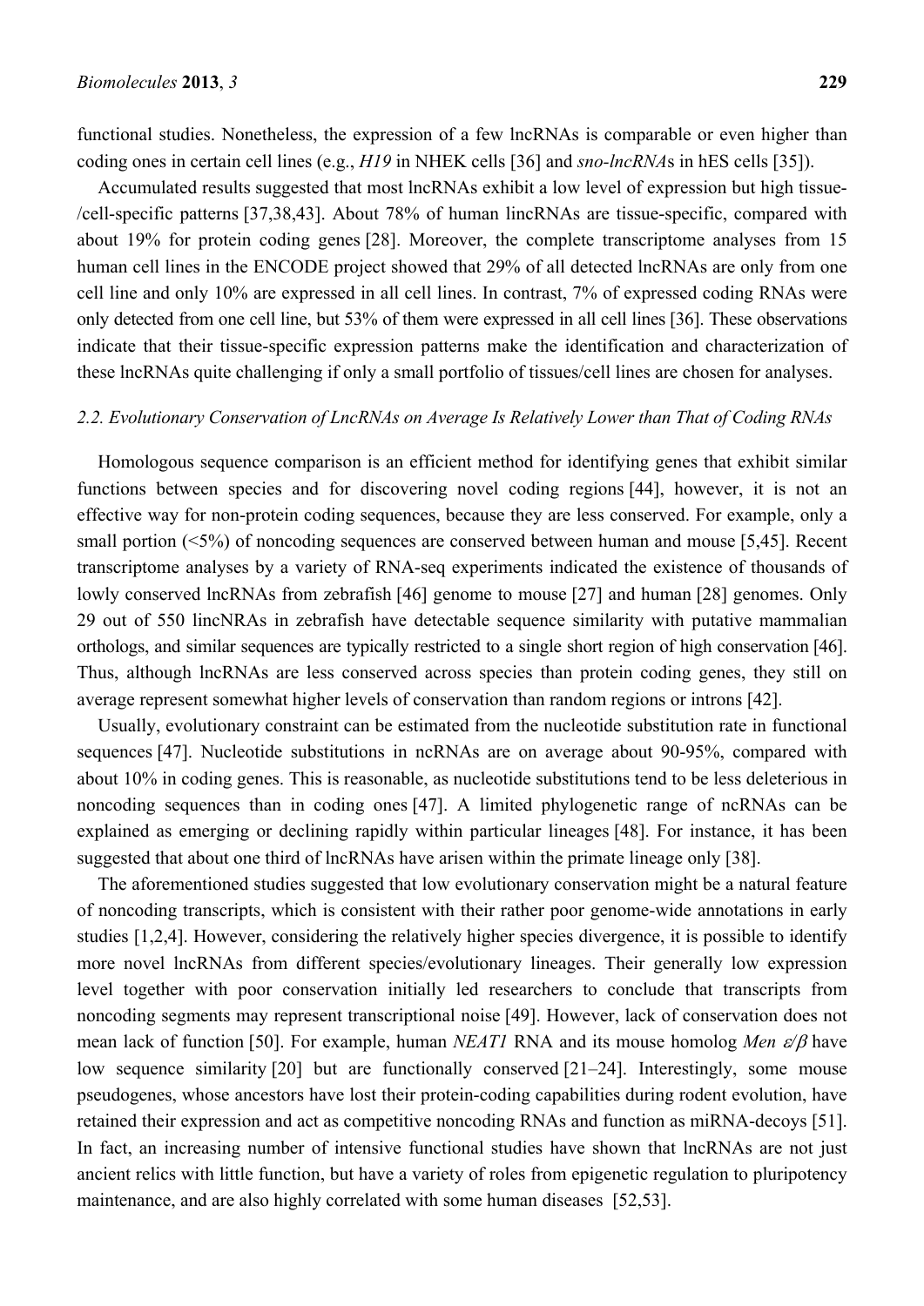functional studies. Nonetheless, the expression of a few lncRNAs is comparable or even higher than coding ones in certain cell lines (e.g., *H19* in NHEK cells [36] and *sno-lncRNA*s in hES cells [35]).

Accumulated results suggested that most lncRNAs exhibit a low level of expression but high tissue-/cell-specific patterns [37,38,43]. About 78% of human lincRNAs are tissue-specific, compared with about 19% for protein coding genes [28]. Moreover, the complete transcriptome analyses from 15 human cell lines in the ENCODE project showed that 29% of all detected lncRNAs are only from one cell line and only 10% are expressed in all cell lines. In contrast, 7% of expressed coding RNAs were only detected from one cell line, but 53% of them were expressed in all cell lines [36]. These observations indicate that their tissue-specific expression patterns make the identification and characterization of these lncRNAs quite challenging if only a small portfolio of tissues/cell lines are chosen for analyses.

### *2.2. Evolutionary Conservation of LncRNAs on Average Is Relatively Lower than That of Coding RNAs*

Homologous sequence comparison is an efficient method for identifying genes that exhibit similar functions between species and for discovering novel coding regions [44], however, it is not an effective way for non-protein coding sequences, because they are less conserved. For example, only a small portion (<5%) of noncoding sequences are conserved between human and mouse [5,45]. Recent transcriptome analyses by a variety of RNA-seq experiments indicated the existence of thousands of lowly conserved lncRNAs from zebrafish [46] genome to mouse [27] and human [28] genomes. Only 29 out of 550 lincNRAs in zebrafish have detectable sequence similarity with putative mammalian orthologs, and similar sequences are typically restricted to a single short region of high conservation [46]. Thus, although lncRNAs are less conserved across species than protein coding genes, they still on average represent somewhat higher levels of conservation than random regions or introns [42].

Usually, evolutionary constraint can be estimated from the nucleotide substitution rate in functional sequences [47]. Nucleotide substitutions in ncRNAs are on average about 90-95%, compared with about 10% in coding genes. This is reasonable, as nucleotide substitutions tend to be less deleterious in noncoding sequences than in coding ones [47]. A limited phylogenetic range of ncRNAs can be explained as emerging or declining rapidly within particular lineages [48]. For instance, it has been suggested that about one third of lncRNAs have arisen within the primate lineage only [38].

The aforementioned studies suggested that low evolutionary conservation might be a natural feature of noncoding transcripts, which is consistent with their rather poor genome-wide annotations in early studies [1,2,4]. However, considering the relatively higher species divergence, it is possible to identify more novel lncRNAs from different species/evolutionary lineages. Their generally low expression level together with poor conservation initially led researchers to conclude that transcripts from noncoding segments may represent transcriptional noise [49]. However, lack of conservation does not mean lack of function [50]. For example, human *NEAT1* RNA and its mouse homolog *Men* $\varepsilon/\beta$ have low sequence similarity [20] but are functionally conserved [21–24]. Interestingly, some mouse pseudogenes, whose ancestors have lost their protein-coding capabilities during rodent evolution, have retained their expression and act as competitive noncoding RNAs and function as miRNA-decoys [51]. In fact, an increasing number of intensive functional studies have shown that lncRNAs are not just ancient relics with little function, but have a variety of roles from epigenetic regulation to pluripotency maintenance, and are also highly correlated with some human diseases [52,53].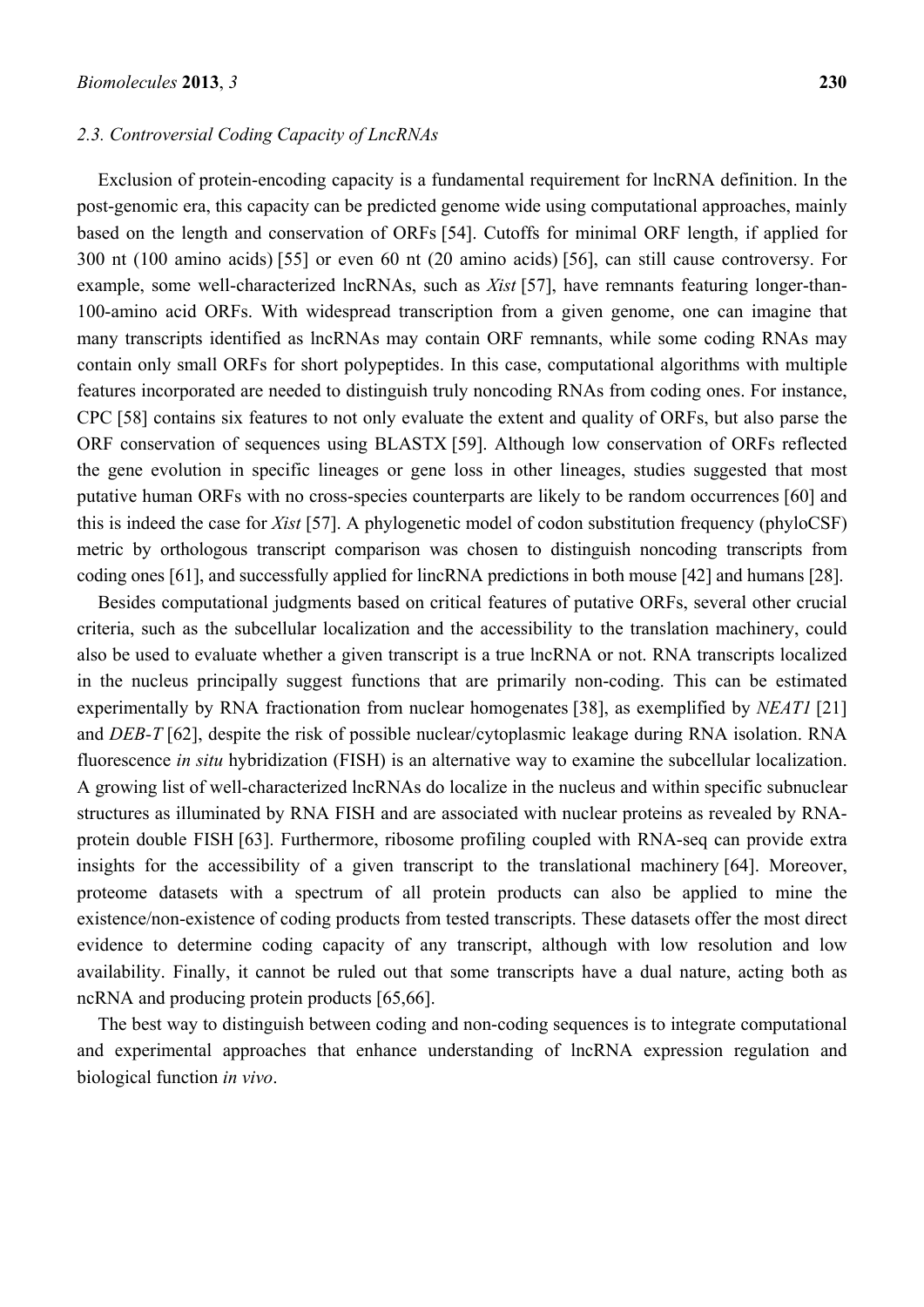### *2.3. Controversial Coding Capacity of LncRNAs*

Exclusion of protein-encoding capacity is a fundamental requirement for lncRNA definition. In the post-genomic era, this capacity can be predicted genome wide using computational approaches, mainly based on the length and conservation of ORFs [54]. Cutoffs for minimal ORF length, if applied for 300 nt (100 amino acids) [55] or even 60 nt (20 amino acids) [56], can still cause controversy. For example, some well-characterized lncRNAs, such as *Xist* [57], have remnants featuring longer-than-100-amino acid ORFs. With widespread transcription from a given genome, one can imagine that many transcripts identified as lncRNAs may contain ORF remnants, while some coding RNAs may contain only small ORFs for short polypeptides. In this case, computational algorithms with multiple features incorporated are needed to distinguish truly noncoding RNAs from coding ones. For instance, CPC [58] contains six features to not only evaluate the extent and quality of ORFs, but also parse the ORF conservation of sequences using BLASTX [59]. Although low conservation of ORFs reflected the gene evolution in specific lineages or gene loss in other lineages, studies suggested that most putative human ORFs with no cross-species counterparts are likely to be random occurrences [60] and this is indeed the case for *Xist* [57]. A phylogenetic model of codon substitution frequency (phyloCSF) metric by orthologous transcript comparison was chosen to distinguish noncoding transcripts from coding ones [61], and successfully applied for lincRNA predictions in both mouse [42] and humans [28].

Besides computational judgments based on critical features of putative ORFs, several other crucial criteria, such as the subcellular localization and the accessibility to the translation machinery, could also be used to evaluate whether a given transcript is a true lncRNA or not. RNA transcripts localized in the nucleus principally suggest functions that are primarily non-coding. This can be estimated experimentally by RNA fractionation from nuclear homogenates [38], as exemplified by *NEAT1* [21] and *DEB-T* [62], despite the risk of possible nuclear/cytoplasmic leakage during RNA isolation. RNA fluorescence *in situ* hybridization (FISH) is an alternative way to examine the subcellular localization. A growing list of well-characterized lncRNAs do localize in the nucleus and within specific subnuclear structures as illuminated by RNA FISH and are associated with nuclear proteins as revealed by RNA-protein double FISH [63]. Furthermore, ribosome profiling coupled with RNA-seq can provide extra insights for the accessibility of a given transcript to the translational machinery [64]. Moreover, proteome datasets with a spectrum of all protein products can also be applied to mine the existence/non-existence of coding products from tested transcripts. These datasets offer the most direct evidence to determine coding capacity of any transcript, although with low resolution and low availability. Finally, it cannot be ruled out that some transcripts have a dual nature, acting both as ncRNA and producing protein products [65,66].

The best way to distinguish between coding and non-coding sequences is to integrate computational and experimental approaches that enhance understanding of lncRNA expression regulation and biological function *in vivo*.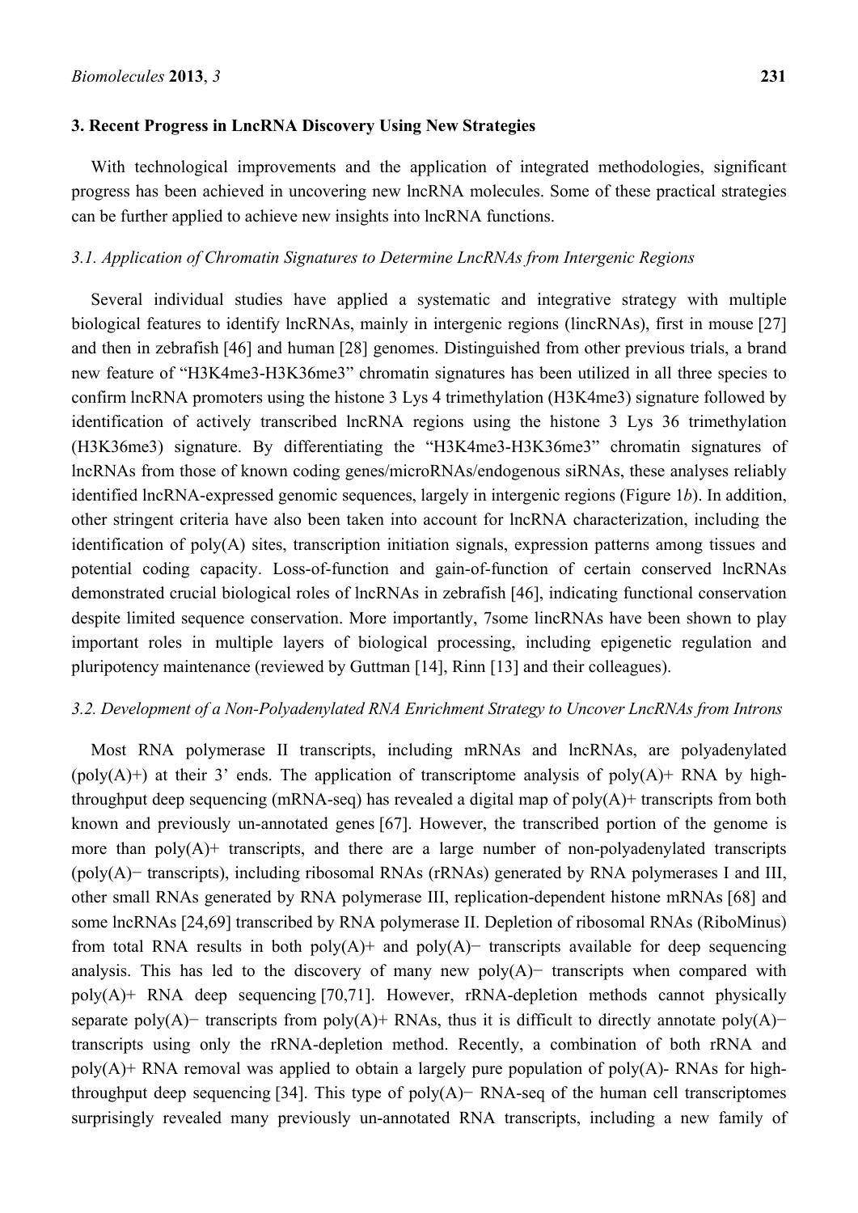## 3. Recent Progress in LncRNA Discovery Using New Strategies

With technological improvements and the application of integrated methodologies, significant progress has been achieved in uncovering new lncRNA molecules. Some of these practical strategies can be further applied to achieve new insights into lncRNA functions.

### *3.1. Application of Chromatin Signatures to Determine LncRNAs from Intergenic Regions*

Several individual studies have applied a systematic and integrative strategy with multiple biological features to identify lncRNAs, mainly in intergenic regions (lincRNAs), first in mouse [27] and then in zebrafish [46] and human [28] genomes. Distinguished from other previous trials, a brand new feature of "H3K4me3-H3K36me3" chromatin signatures has been utilized in all three species to confirm lncRNA promoters using the histone 3 Lys 4 trimethylation (H3K4me3) signature followed by identification of actively transcribed lncRNA regions using the histone 3 Lys 36 trimethylation (H3K36me3) signature. By differentiating the "H3K4me3-H3K36me3" chromatin signatures of lncRNAs from those of known coding genes/microRNAs/endogenous siRNAs, these analyses reliably identified lncRNA-expressed genomic sequences, largely in intergenic regions (Figure 1*b*). In addition, other stringent criteria have also been taken into account for lncRNA characterization, including the identification of poly(A) sites, transcription initiation signals, expression patterns among tissues and potential coding capacity. Loss-of-function and gain-of-function of certain conserved lncRNAs demonstrated crucial biological roles of lncRNAs in zebrafish [46], indicating functional conservation despite limited sequence conservation. More importantly, 7some lincRNAs have been shown to play important roles in multiple layers of biological processing, including epigenetic regulation and pluripotency maintenance (reviewed by Guttman [14], Rinn [13] and their colleagues).

### *3.2. Development of a Non-Polyadenylated RNA Enrichment Strategy to Uncover LncRNAs from Introns*

Most RNA polymerase II transcripts, including mRNAs and lncRNAs, are polyadenylated (poly(A)+) at their 3' ends. The application of transcriptome analysis of poly(A)+ RNA by high-throughput deep sequencing (mRNA-seq) has revealed a digital map of poly(A)+ transcripts from both known and previously un-annotated genes [67]. However, the transcribed portion of the genome is more than poly(A)+ transcripts, and there are a large number of non-polyadenylated transcripts (poly(A)− transcripts), including ribosomal RNAs (rRNAs) generated by RNA polymerases I and III, other small RNAs generated by RNA polymerase III, replication-dependent histone mRNAs [68] and some lncRNAs [24,69] transcribed by RNA polymerase II. Depletion of ribosomal RNAs (RiboMinus) from total RNA results in both poly(A)+ and poly(A)− transcripts available for deep sequencing analysis. This has led to the discovery of many new poly(A)− transcripts when compared with poly(A)+ RNA deep sequencing [70,71]. However, rRNA-depletion methods cannot physically separate poly(A)− transcripts from poly(A)+ RNAs, thus it is difficult to directly annotate poly(A)− transcripts using only the rRNA-depletion method. Recently, a combination of both rRNA and poly(A)+ RNA removal was applied to obtain a largely pure population of poly(A)- RNAs for high-throughput deep sequencing [34]. This type of poly(A)− RNA-seq of the human cell transcriptomes surprisingly revealed many previously un-annotated RNA transcripts, including a new family of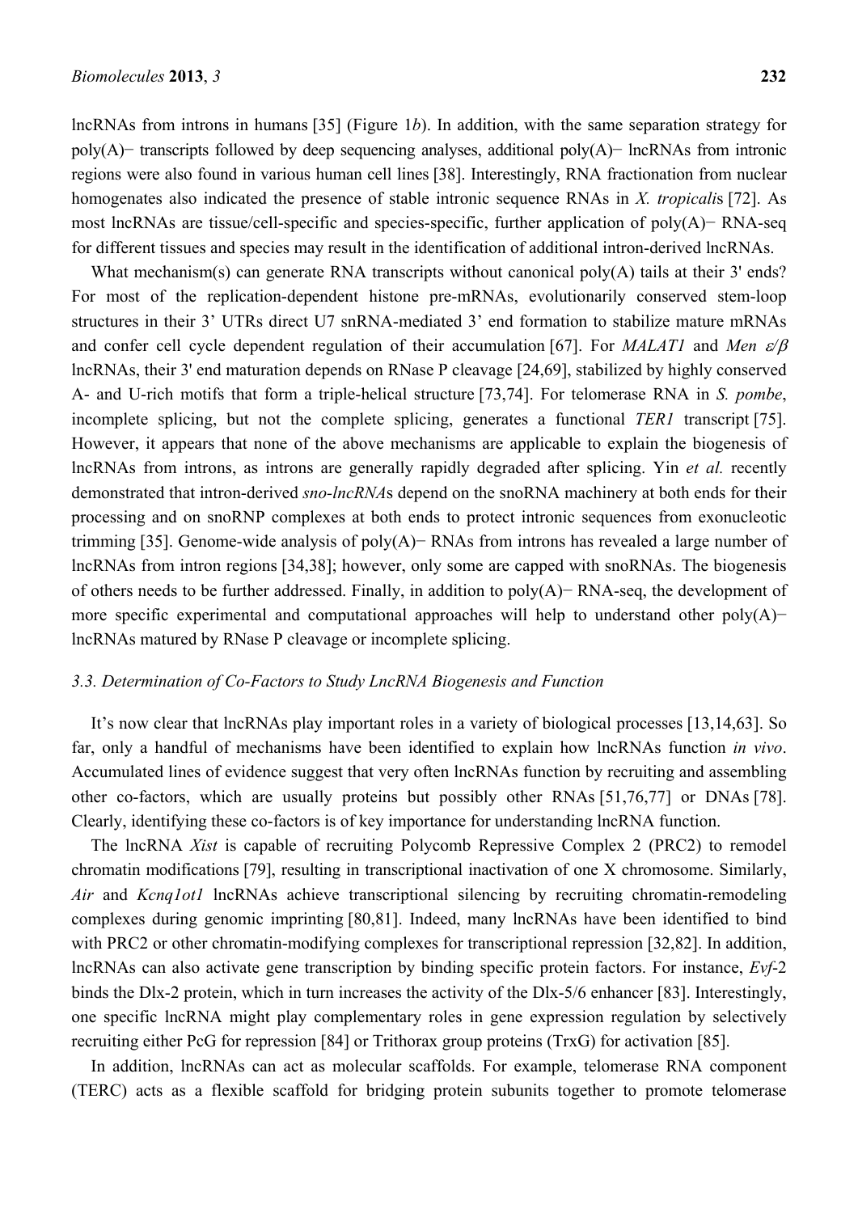lncRNAs from introns in humans [35] (Figure 1*b*). In addition, with the same separation strategy for poly(A)− transcripts followed by deep sequencing analyses, additional poly(A)− lncRNAs from intronic regions were also found in various human cell lines [38]. Interestingly, RNA fractionation from nuclear homogenates also indicated the presence of stable intronic sequence RNAs in *X. tropicalis* [72]. As most lncRNAs are tissue/cell-specific and species-specific, further application of poly(A)− RNA-seq for different tissues and species may result in the identification of additional intron-derived lncRNAs.

What mechanism(s) can generate RNA transcripts without canonical poly(A) tails at their 3' ends? For most of the replication-dependent histone pre-mRNAs, evolutionarily conserved stem-loop structures in their 3’ UTRs direct U7 snRNA-mediated 3’ end formation to stabilize mature mRNAs and confer cell cycle dependent regulation of their accumulation [67]. For *MALAT1* and *Men* $\varepsilon/\beta$ lncRNAs, their 3' end maturation depends on RNase P cleavage [24,69], stabilized by highly conserved A- and U-rich motifs that form a triple-helical structure [73,74]. For telomerase RNA in *S. pombe*, incomplete splicing, but not the complete splicing, generates a functional *TER1* transcript [75]. However, it appears that none of the above mechanisms are applicable to explain the biogenesis of lncRNAs from introns, as introns are generally rapidly degraded after splicing. Yin *et al.* recently demonstrated that intron-derived *sno-lncRNA*s depend on the snoRNA machinery at both ends for their processing and on snoRNP complexes at both ends to protect intronic sequences from exonucleotic trimming [35]. Genome-wide analysis of poly(A)− RNAs from introns has revealed a large number of lncRNAs from intron regions [34,38]; however, only some are capped with snoRNAs. The biogenesis of others needs to be further addressed. Finally, in addition to poly(A)− RNA-seq, the development of more specific experimental and computational approaches will help to understand other poly(A)− lncRNAs matured by RNase P cleavage or incomplete splicing.

### 3.3. Determination of Co-Factors to Study LncRNA Biogenesis and Function

It’s now clear that lncRNAs play important roles in a variety of biological processes [13,14,63]. So far, only a handful of mechanisms have been identified to explain how lncRNAs function *in vivo*. Accumulated lines of evidence suggest that very often lncRNAs function by recruiting and assembling other co-factors, which are usually proteins but possibly other RNAs [51,76,77] or DNAs [78]. Clearly, identifying these co-factors is of key importance for understanding lncRNA function.

The lncRNA *Xist* is capable of recruiting Polycomb Repressive Complex 2 (PRC2) to remodel chromatin modifications [79], resulting in transcriptional inactivation of one X chromosome. Similarly, *Air* and *Kcnq1ot1* lncRNAs achieve transcriptional silencing by recruiting chromatin-remodeling complexes during genomic imprinting [80,81]. Indeed, many lncRNAs have been identified to bind with PRC2 or other chromatin-modifying complexes for transcriptional repression [32,82]. In addition, lncRNAs can also activate gene transcription by binding specific protein factors. For instance, *Evf*-2 binds the Dlx-2 protein, which in turn increases the activity of the Dlx-5/6 enhancer [83]. Interestingly, one specific lncRNA might play complementary roles in gene expression regulation by selectively recruiting either PcG for repression [84] or Trithorax group proteins (TrxG) for activation [85].

In addition, lncRNAs can act as molecular scaffolds. For example, telomerase RNA component (TERC) acts as a flexible scaffold for bridging protein subunits together to promote telomerase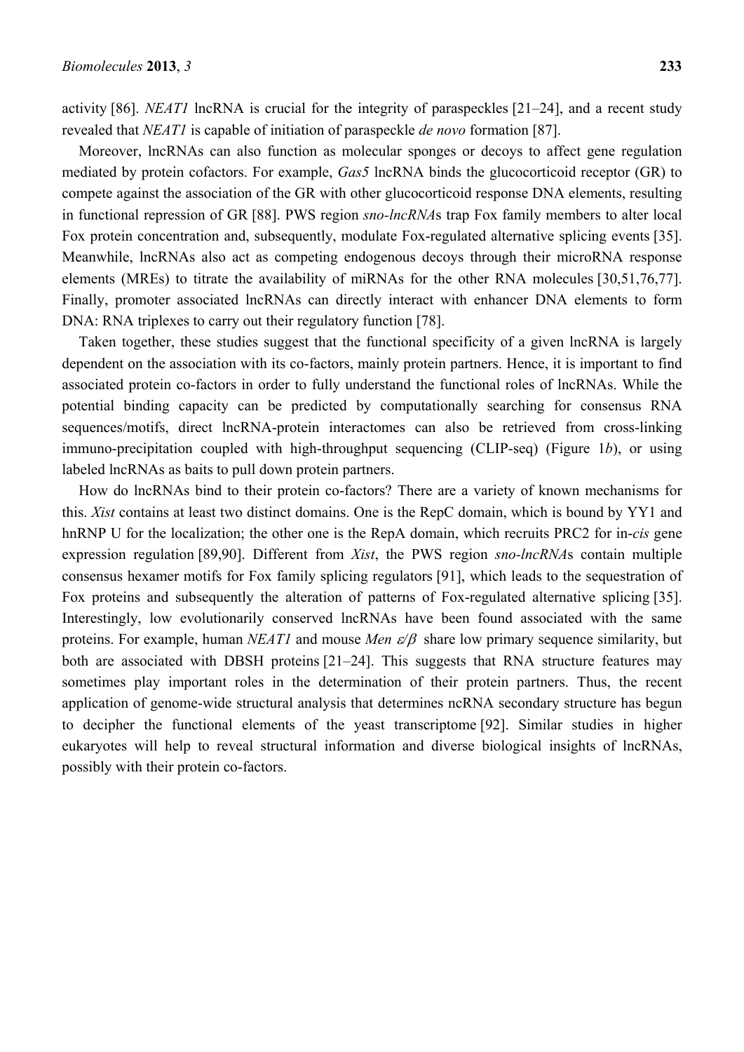activity [86]. *NEAT1* lncRNA is crucial for the integrity of paraspeckles [21–24], and a recent study revealed that *NEAT1* is capable of initiation of paraspeckle *de novo* formation [87].

Moreover, lncRNAs can also function as molecular sponges or decoys to affect gene regulation mediated by protein cofactors. For example, *Gas5* lncRNA binds the glucocorticoid receptor (GR) to compete against the association of the GR with other glucocorticoid response DNA elements, resulting in functional repression of GR [88]. PWS region *sno-lncRNA*s trap Fox family members to alter local Fox protein concentration and, subsequently, modulate Fox-regulated alternative splicing events [35]. Meanwhile, lncRNAs also act as competing endogenous decoys through their microRNA response elements (MREs) to titrate the availability of miRNAs for the other RNA molecules [30,51,76,77]. Finally, promoter associated lncRNAs can directly interact with enhancer DNA elements to form DNA: RNA triplexes to carry out their regulatory function [78].

Taken together, these studies suggest that the functional specificity of a given lncRNA is largely dependent on the association with its co-factors, mainly protein partners. Hence, it is important to find associated protein co-factors in order to fully understand the functional roles of lncRNAs. While the potential binding capacity can be predicted by computationally searching for consensus RNA sequences/motifs, direct lncRNA-protein interactomes can also be retrieved from cross-linking immuno-precipitation coupled with high-throughput sequencing (CLIP-seq) (Figure 1*b*), or using labeled lncRNAs as baits to pull down protein partners.

How do lncRNAs bind to their protein co-factors? There are a variety of known mechanisms for this. *Xist* contains at least two distinct domains. One is the RepC domain, which is bound by YY1 and hnRNP U for the localization; the other one is the RepA domain, which recruits PRC2 for in-*cis* gene expression regulation [89,90]. Different from *Xist*, the PWS region *sno-lncRNA*s contain multiple consensus hexamer motifs for Fox family splicing regulators [91], which leads to the sequestration of Fox proteins and subsequently the alteration of patterns of Fox-regulated alternative splicing [35]. Interestingly, low evolutionarily conserved lncRNAs have been found associated with the same proteins. For example, human *NEAT1* and mouse *Men* $\varepsilon/\beta$ share low primary sequence similarity, but both are associated with DBSH proteins [21–24]. This suggests that RNA structure features may sometimes play important roles in the determination of their protein partners. Thus, the recent application of genome-wide structural analysis that determines ncRNA secondary structure has begun to decipher the functional elements of the yeast transcriptome [92]. Similar studies in higher eukaryotes will help to reveal structural information and diverse biological insights of lncRNAs, possibly with their protein co-factors.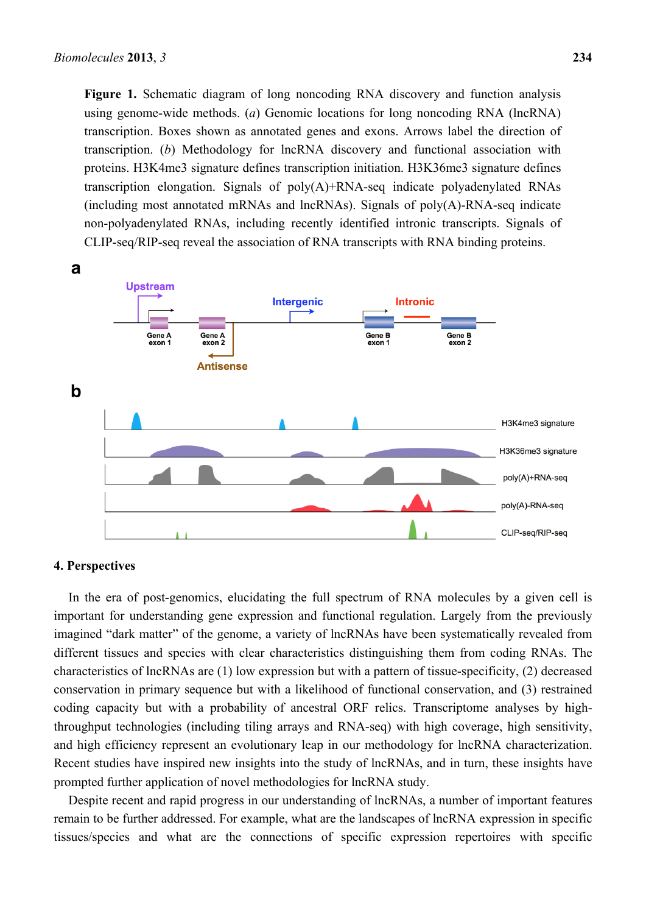**Figure 1.** Schematic diagram of long noncoding RNA discovery and function analysis using genome-wide methods. (*a*) Genomic locations for long noncoding RNA (lncRNA) transcription. Boxes shown as annotated genes and exons. Arrows label the direction of transcription. (*b*) Methodology for lncRNA discovery and functional association with proteins. H3K4me3 signature defines transcription initiation. H3K36me3 signature defines transcription elongation. Signals of poly(A)+RNA-seq indicate polyadenylated RNAs (including most annotated mRNAs and lncRNAs). Signals of poly(A)-RNA-seq indicate non-polyadenylated RNAs, including recently identified intronic transcripts. Signals of CLIP-seq/RIP-seq reveal the association of RNA transcripts with RNA binding proteins.

a

Upstream

Intergenic

Intronic

Gene A exon 1

Gene A exon 2

Gene B exon 1

Gene B exon 2

Antisense

b

H3K4me3 signature

H3K36me3 signature

poly(A)+RNA-seq

poly(A)-RNA-seq

CLIP-seq/RIP-seq

## 4. Perspectives

In the era of post-genomics, elucidating the full spectrum of RNA molecules by a given cell is important for understanding gene expression and functional regulation. Largely from the previously imagined "dark matter" of the genome, a variety of lncRNAs have been systematically revealed from different tissues and species with clear characteristics distinguishing them from coding RNAs. The characteristics of lncRNAs are (1) low expression but with a pattern of tissue-specificity, (2) decreased conservation in primary sequence but with a likelihood of functional conservation, and (3) restrained coding capacity but with a probability of ancestral ORF relics. Transcriptome analyses by high-throughput technologies (including tiling arrays and RNA-seq) with high coverage, high sensitivity, and high efficiency represent an evolutionary leap in our methodology for lncRNA characterization. Recent studies have inspired new insights into the study of lncRNAs, and in turn, these insights have prompted further application of novel methodologies for lncRNA study.

Despite recent and rapid progress in our understanding of lncRNAs, a number of important features remain to be further addressed. For example, what are the landscapes of lncRNA expression in specific tissues/species and what are the connections of specific expression repertoires with specific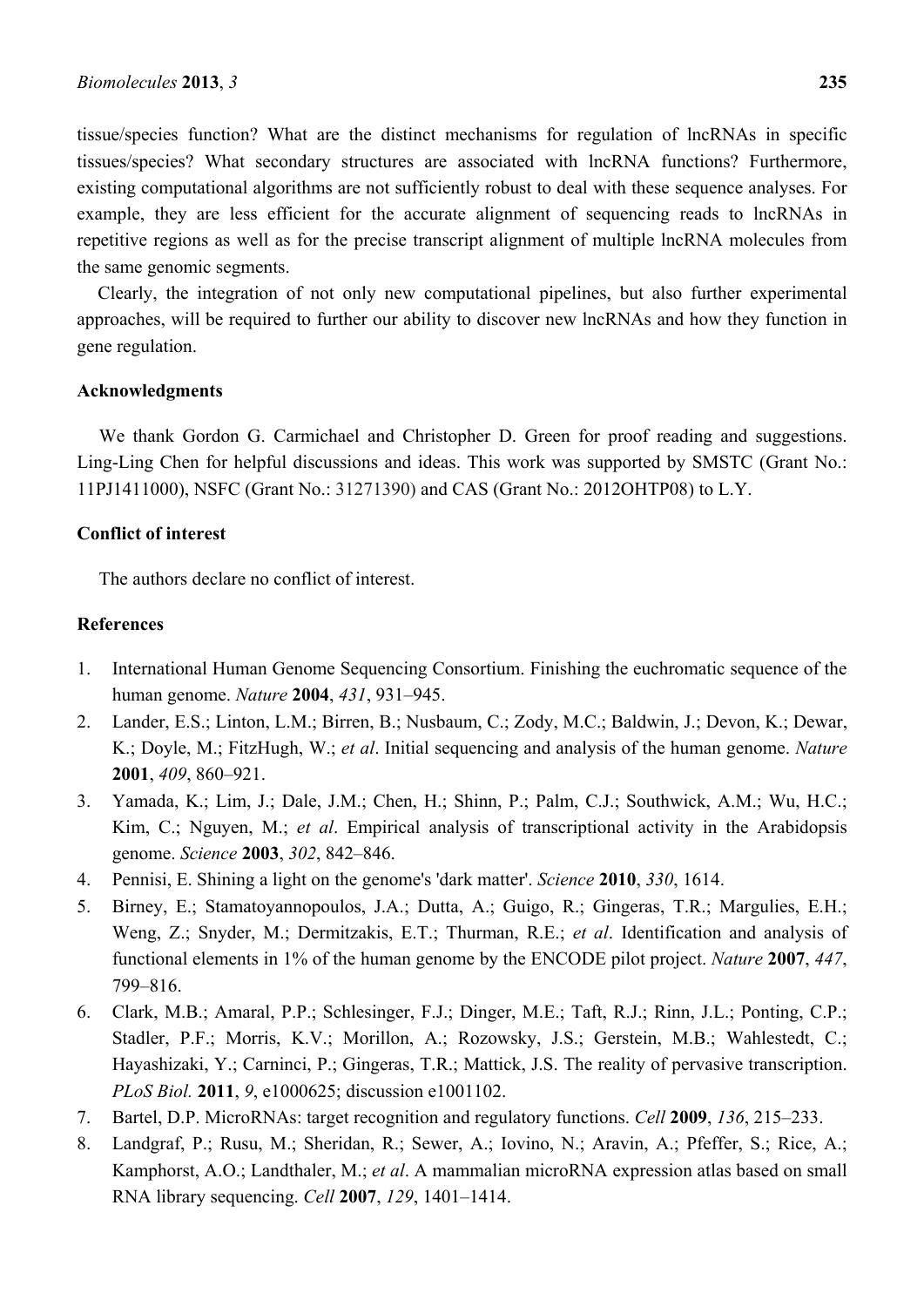tissue/species function? What are the distinct mechanisms for regulation of lncRNAs in specific tissues/species? What secondary structures are associated with lncRNA functions? Furthermore, existing computational algorithms are not sufficiently robust to deal with these sequence analyses. For example, they are less efficient for the accurate alignment of sequencing reads to lncRNAs in repetitive regions as well as for the precise transcript alignment of multiple lncRNA molecules from the same genomic segments.

Clearly, the integration of not only new computational pipelines, but also further experimental approaches, will be required to further our ability to discover new lncRNAs and how they function in gene regulation.

## Acknowledgments

We thank Gordon G. Carmichael and Christopher D. Green for proof reading and suggestions. Ling-Ling Chen for helpful discussions and ideas. This work was supported by SMSTC (Grant No.: 11PJ1411000), NSFC (Grant No.: 31271390) and CAS (Grant No.: 2012OHTP08) to L.Y.

## Conflict of interest

The authors declare no conflict of interest.

## References

1. International Human Genome Sequencing Consortium. Finishing the euchromatic sequence of the human genome. *Nature* **2004**, *431*, 931–945.
2. Lander, E.S.; Linton, L.M.; Birren, B.; Nusbaum, C.; Zody, M.C.; Baldwin, J.; Devon, K.; Dewar, K.; Doyle, M.; FitzHugh, W.; *et al*. Initial sequencing and analysis of the human genome. *Nature* **2001**, *409*, 860–921.
3. Yamada, K.; Lim, J.; Dale, J.M.; Chen, H.; Shinn, P.; Palm, C.J.; Southwick, A.M.; Wu, H.C.; Kim, C.; Nguyen, M.; *et al*. Empirical analysis of transcriptional activity in the Arabidopsis genome. *Science* **2003**, *302*, 842–846.
4. Pennisi, E. Shining a light on the genome's 'dark matter'. *Science* **2010**, *330*, 1614.
5. Birney, E.; Stamatoyannopoulos, J.A.; Dutta, A.; Guigo, R.; Gingeras, T.R.; Margulies, E.H.; Weng, Z.; Snyder, M.; Dermitzakis, E.T.; Thurman, R.E.; *et al*. Identification and analysis of functional elements in 1% of the human genome by the ENCODE pilot project. *Nature* **2007**, *447*, 799–816.
6. Clark, M.B.; Amaral, P.P.; Schlesinger, F.J.; Dinger, M.E.; Taft, R.J.; Rinn, J.L.; Ponting, C.P.; Stadler, P.F.; Morris, K.V.; Morillon, A.; Rozowsky, J.S.; Gerstein, M.B.; Wahlestedt, C.; Hayashizaki, Y.; Carninci, P.; Gingeras, T.R.; Mattick, J.S. The reality of pervasive transcription. *PLoS Biol.* **2011**, *9*, e1000625; discussion e1001102.
7. Bartel, D.P. MicroRNAs: target recognition and regulatory functions. *Cell* **2009**, *136*, 215–233.
8. Landgraf, P.; Rusu, M.; Sheridan, R.; Sewer, A.; Iovino, N.; Aravin, A.; Pfeffer, S.; Rice, A.; Kamphorst, A.O.; Landthaler, M.; *et al*. A mammalian microRNA expression atlas based on small RNA library sequencing. *Cell* **2007**, *129*, 1401–1414.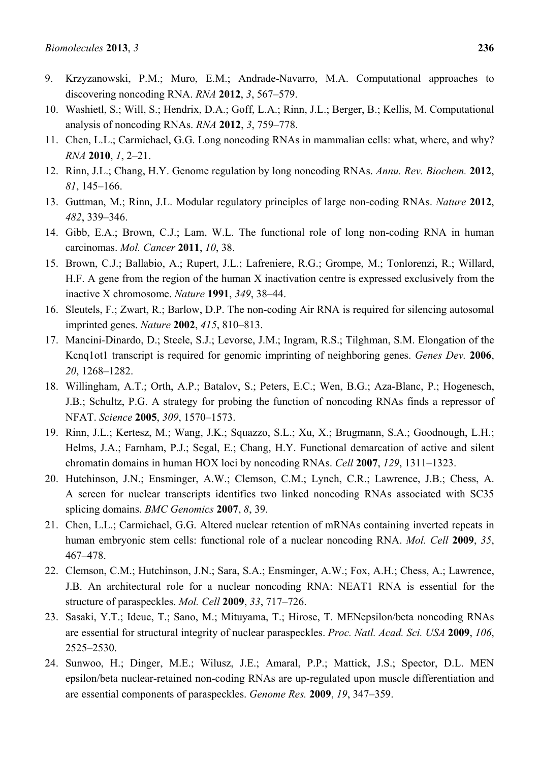9. Krzyzanowski, P.M.; Muro, E.M.; Andrade-Navarro, M.A. Computational approaches to discovering noncoding RNA. *RNA* **2012**, *3*, 567–579.
10. Washietl, S.; Will, S.; Hendrix, D.A.; Goff, L.A.; Rinn, J.L.; Berger, B.; Kellis, M. Computational analysis of noncoding RNAs. *RNA* **2012**, *3*, 759–778.
11. Chen, L.L.; Carmichael, G.G. Long noncoding RNAs in mammalian cells: what, where, and why? *RNA* **2010**, *1*, 2–21.
12. Rinn, J.L.; Chang, H.Y. Genome regulation by long noncoding RNAs. *Annu. Rev. Biochem.* **2012**, *81*, 145–166.
13. Guttman, M.; Rinn, J.L. Modular regulatory principles of large non-coding RNAs. *Nature* **2012**, *482*, 339–346.
14. Gibb, E.A.; Brown, C.J.; Lam, W.L. The functional role of long non-coding RNA in human carcinomas. *Mol. Cancer* **2011**, *10*, 38.
15. Brown, C.J.; Ballabio, A.; Rupert, J.L.; Lafreniere, R.G.; Grompe, M.; Tonlorenzi, R.; Willard, H.F. A gene from the region of the human X inactivation centre is expressed exclusively from the inactive X chromosome. *Nature* **1991**, *349*, 38–44.
16. Sleutels, F.; Zwart, R.; Barlow, D.P. The non-coding Air RNA is required for silencing autosomal imprinted genes. *Nature* **2002**, *415*, 810–813.
17. Mancini-Dinardo, D.; Steele, S.J.; Levorse, J.M.; Ingram, R.S.; Tilghman, S.M. Elongation of the Kcnq1ot1 transcript is required for genomic imprinting of neighboring genes. *Genes Dev.* **2006**, *20*, 1268–1282.
18. Willingham, A.T.; Orth, A.P.; Batalov, S.; Peters, E.C.; Wen, B.G.; Aza-Blanc, P.; Hogenesch, J.B.; Schultz, P.G. A strategy for probing the function of noncoding RNAs finds a repressor of NFAT. *Science* **2005**, *309*, 1570–1573.
19. Rinn, J.L.; Kertesz, M.; Wang, J.K.; Squazzo, S.L.; Xu, X.; Brugmann, S.A.; Goodnough, L.H.; Helms, J.A.; Farnham, P.J.; Segal, E.; Chang, H.Y. Functional demarcation of active and silent chromatin domains in human HOX loci by noncoding RNAs. *Cell* **2007**, *129*, 1311–1323.
20. Hutchinson, J.N.; Ensminger, A.W.; Clemson, C.M.; Lynch, C.R.; Lawrence, J.B.; Chess, A. A screen for nuclear transcripts identifies two linked noncoding RNAs associated with SC35 splicing domains. *BMC Genomics* **2007**, *8*, 39.
21. Chen, L.L.; Carmichael, G.G. Altered nuclear retention of mRNAs containing inverted repeats in human embryonic stem cells: functional role of a nuclear noncoding RNA. *Mol. Cell* **2009**, *35*, 467–478.
22. Clemson, C.M.; Hutchinson, J.N.; Sara, S.A.; Ensminger, A.W.; Fox, A.H.; Chess, A.; Lawrence, J.B. An architectural role for a nuclear noncoding RNA: NEAT1 RNA is essential for the structure of paraspeckles. *Mol. Cell* **2009**, *33*, 717–726.
23. Sasaki, Y.T.; Ideue, T.; Sano, M.; Mituyama, T.; Hirose, T. MENepsilon/beta noncoding RNAs are essential for structural integrity of nuclear paraspeckles. *Proc. Natl. Acad. Sci. USA* **2009**, *106*, 2525–2530.
24. Sunwoo, H.; Dinger, M.E.; Wilusz, J.E.; Amaral, P.P.; Mattick, J.S.; Spector, D.L. MEN epsilon/beta nuclear-retained non-coding RNAs are up-regulated upon muscle differentiation and are essential components of paraspeckles. *Genome Res.* **2009**, *19*, 347–359.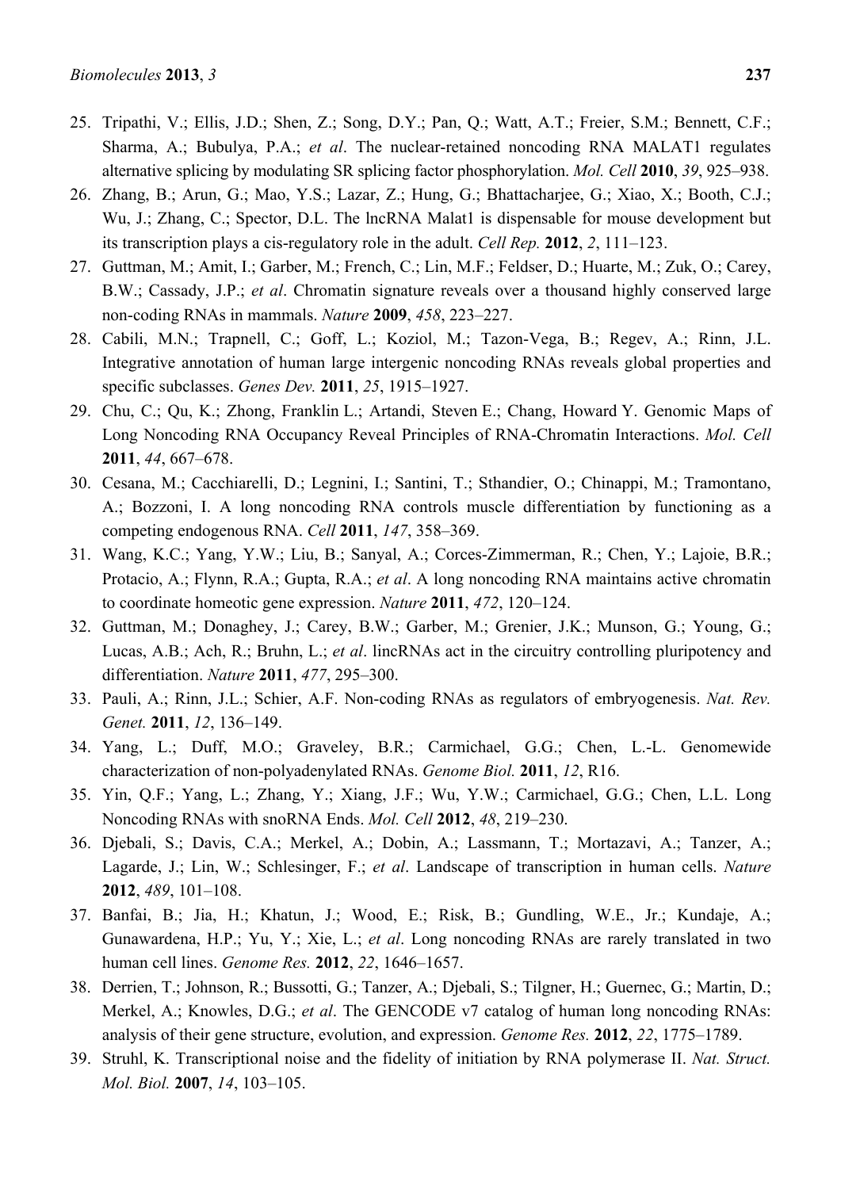25. Tripathi, V.; Ellis, J.D.; Shen, Z.; Song, D.Y.; Pan, Q.; Watt, A.T.; Freier, S.M.; Bennett, C.F.; Sharma, A.; Bubulya, P.A.; *et al*. The nuclear-retained noncoding RNA MALAT1 regulates alternative splicing by modulating SR splicing factor phosphorylation. *Mol. Cell* **2010**, *39*, 925–938.
26. Zhang, B.; Arun, G.; Mao, Y.S.; Lazar, Z.; Hung, G.; Bhattacharjee, G.; Xiao, X.; Booth, C.J.; Wu, J.; Zhang, C.; Spector, D.L. The lncRNA Malat1 is dispensable for mouse development but its transcription plays a cis-regulatory role in the adult. *Cell Rep.* **2012**, *2*, 111–123.
27. Guttman, M.; Amit, I.; Garber, M.; French, C.; Lin, M.F.; Feldser, D.; Huarte, M.; Zuk, O.; Carey, B.W.; Cassady, J.P.; *et al*. Chromatin signature reveals over a thousand highly conserved large non-coding RNAs in mammals. *Nature* **2009**, *458*, 223–227.
28. Cabili, M.N.; Trapnell, C.; Goff, L.; Koziol, M.; Tazon-Vega, B.; Regev, A.; Rinn, J.L. Integrative annotation of human large intergenic noncoding RNAs reveals global properties and specific subclasses. *Genes Dev.* **2011**, *25*, 1915–1927.
29. Chu, C.; Qu, K.; Zhong, Franklin L.; Artandi, Steven E.; Chang, Howard Y. Genomic Maps of Long Noncoding RNA Occupancy Reveal Principles of RNA-Chromatin Interactions. *Mol. Cell* **2011**, *44*, 667–678.
30. Cesana, M.; Cacchiarelli, D.; Legnini, I.; Santini, T.; Sthandier, O.; Chinappi, M.; Tramontano, A.; Bozzoni, I. A long noncoding RNA controls muscle differentiation by functioning as a competing endogenous RNA. *Cell* **2011**, *147*, 358–369.
31. Wang, K.C.; Yang, Y.W.; Liu, B.; Sanyal, A.; Corces-Zimmerman, R.; Chen, Y.; Lajoie, B.R.; Protacio, A.; Flynn, R.A.; Gupta, R.A.; *et al*. A long noncoding RNA maintains active chromatin to coordinate homeotic gene expression. *Nature* **2011**, *472*, 120–124.
32. Guttman, M.; Donaghey, J.; Carey, B.W.; Garber, M.; Grenier, J.K.; Munson, G.; Young, G.; Lucas, A.B.; Ach, R.; Bruhn, L.; *et al*. lincRNAs act in the circuitry controlling pluripotency and differentiation. *Nature* **2011**, *477*, 295–300.
33. Pauli, A.; Rinn, J.L.; Schier, A.F. Non-coding RNAs as regulators of embryogenesis. *Nat. Rev. Genet.* **2011**, *12*, 136–149.
34. Yang, L.; Duff, M.O.; Graveley, B.R.; Carmichael, G.G.; Chen, L.-L. Genomewide characterization of non-polyadenylated RNAs. *Genome Biol.* **2011**, *12*, R16.
35. Yin, Q.F.; Yang, L.; Zhang, Y.; Xiang, J.F.; Wu, Y.W.; Carmichael, G.G.; Chen, L.L. Long Noncoding RNAs with snoRNA Ends. *Mol. Cell* **2012**, *48*, 219–230.
36. Djebali, S.; Davis, C.A.; Merkel, A.; Dobin, A.; Lassmann, T.; Mortazavi, A.; Tanzer, A.; Lagarde, J.; Lin, W.; Schlesinger, F.; *et al*. Landscape of transcription in human cells. *Nature* **2012**, *489*, 101–108.
37. Banfai, B.; Jia, H.; Khatun, J.; Wood, E.; Risk, B.; Gundling, W.E., Jr.; Kundaje, A.; Gunawardena, H.P.; Yu, Y.; Xie, L.; *et al*. Long noncoding RNAs are rarely translated in two human cell lines. *Genome Res.* **2012**, *22*, 1646–1657.
38. Derrien, T.; Johnson, R.; Bussotti, G.; Tanzer, A.; Djebali, S.; Tilgner, H.; Guernec, G.; Martin, D.; Merkel, A.; Knowles, D.G.; *et al*. The GENCODE v7 catalog of human long noncoding RNAs: analysis of their gene structure, evolution, and expression. *Genome Res.* **2012**, *22*, 1775–1789.
39. Struhl, K. Transcriptional noise and the fidelity of initiation by RNA polymerase II. *Nat. Struct. Mol. Biol.* **2007**, *14*, 103–105.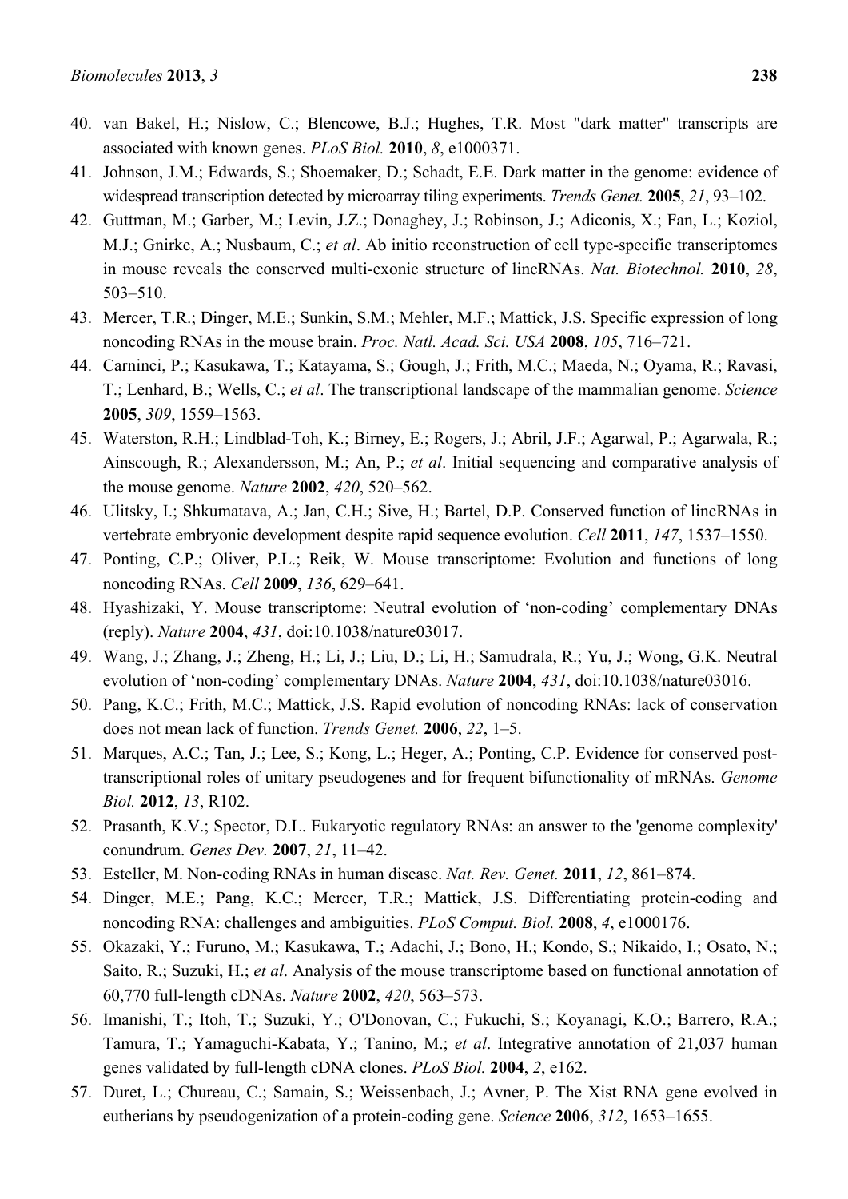40. van Bakel, H.; Nislow, C.; Blencowe, B.J.; Hughes, T.R. Most "dark matter" transcripts are associated with known genes. *PLoS Biol.* **2010**, *8*, e1000371.
41. Johnson, J.M.; Edwards, S.; Shoemaker, D.; Schadt, E.E. Dark matter in the genome: evidence of widespread transcription detected by microarray tiling experiments. *Trends Genet.* **2005**, *21*, 93–102.
42. Guttman, M.; Garber, M.; Levin, J.Z.; Donaghey, J.; Robinson, J.; Adiconis, X.; Fan, L.; Koziol, M.J.; Gnirke, A.; Nusbaum, C.; *et al*. Ab initio reconstruction of cell type-specific transcriptomes in mouse reveals the conserved multi-exonic structure of lincRNAs. *Nat. Biotechnol.* **2010**, *28*, 503–510.
43. Mercer, T.R.; Dinger, M.E.; Sunkin, S.M.; Mehler, M.F.; Mattick, J.S. Specific expression of long noncoding RNAs in the mouse brain. *Proc. Natl. Acad. Sci. USA* **2008**, *105*, 716–721.
44. Carninci, P.; Kasukawa, T.; Katayama, S.; Gough, J.; Frith, M.C.; Maeda, N.; Oyama, R.; Ravasi, T.; Lenhard, B.; Wells, C.; *et al*. The transcriptional landscape of the mammalian genome. *Science* **2005**, *309*, 1559–1563.
45. Waterston, R.H.; Lindblad-Toh, K.; Birney, E.; Rogers, J.; Abril, J.F.; Agarwal, P.; Agarwala, R.; Ainscough, R.; Alexandersson, M.; An, P.; *et al*. Initial sequencing and comparative analysis of the mouse genome. *Nature* **2002**, *420*, 520–562.
46. Ulitsky, I.; Shkumatava, A.; Jan, C.H.; Sive, H.; Bartel, D.P. Conserved function of lincRNAs in vertebrate embryonic development despite rapid sequence evolution. *Cell* **2011**, *147*, 1537–1550.
47. Ponting, C.P.; Oliver, P.L.; Reik, W. Mouse transcriptome: Evolution and functions of long noncoding RNAs. *Cell* **2009**, *136*, 629–641.
48. Hyashizaki, Y. Mouse transcriptome: Neutral evolution of 'non-coding' complementary DNAs (reply). *Nature* **2004**, *431*, doi:10.1038/nature03017.
49. Wang, J.; Zhang, J.; Zheng, H.; Li, J.; Liu, D.; Li, H.; Samudrala, R.; Yu, J.; Wong, G.K. Neutral evolution of 'non-coding' complementary DNAs. *Nature* **2004**, *431*, doi:10.1038/nature03016.
50. Pang, K.C.; Frith, M.C.; Mattick, J.S. Rapid evolution of noncoding RNAs: lack of conservation does not mean lack of function. *Trends Genet.* **2006**, *22*, 1–5.
51. Marques, A.C.; Tan, J.; Lee, S.; Kong, L.; Heger, A.; Ponting, C.P. Evidence for conserved post-transcriptional roles of unitary pseudogenes and for frequent bifunctionality of mRNAs. *Genome Biol.* **2012**, *13*, R102.
52. Prasanth, K.V.; Spector, D.L. Eukaryotic regulatory RNAs: an answer to the 'genome complexity' conundrum. *Genes Dev.* **2007**, *21*, 11–42.
53. Esteller, M. Non-coding RNAs in human disease. *Nat. Rev. Genet.* **2011**, *12*, 861–874.
54. Dinger, M.E.; Pang, K.C.; Mercer, T.R.; Mattick, J.S. Differentiating protein-coding and noncoding RNA: challenges and ambiguities. *PLoS Comput. Biol.* **2008**, *4*, e1000176.
55. Okazaki, Y.; Furuno, M.; Kasukawa, T.; Adachi, J.; Bono, H.; Kondo, S.; Nikaido, I.; Osato, N.; Saito, R.; Suzuki, H.; *et al*. Analysis of the mouse transcriptome based on functional annotation of 60,770 full-length cDNAs. *Nature* **2002**, *420*, 563–573.
56. Imanishi, T.; Itoh, T.; Suzuki, Y.; O'Donovan, C.; Fukuchi, S.; Koyanagi, K.O.; Barrero, R.A.; Tamura, T.; Yamaguchi-Kabata, Y.; Tanino, M.; *et al*. Integrative annotation of 21,037 human genes validated by full-length cDNA clones. *PLoS Biol.* **2004**, *2*, e162.
57. Duret, L.; Chureau, C.; Samain, S.; Weissenbach, J.; Avner, P. The Xist RNA gene evolved in eutherians by pseudogenization of a protein-coding gene. *Science* **2006**, *312*, 1653–1655.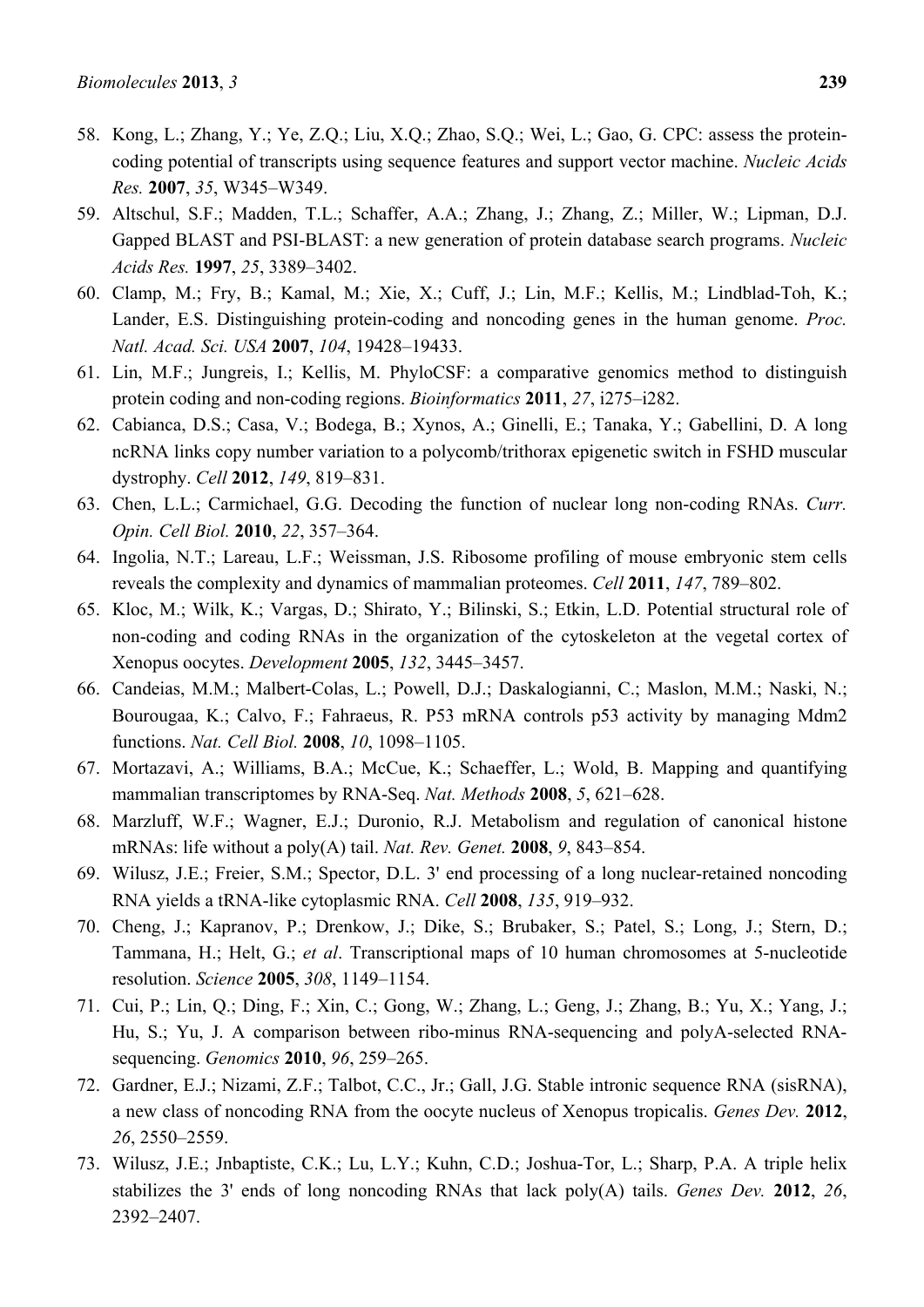58. Kong, L.; Zhang, Y.; Ye, Z.Q.; Liu, X.Q.; Zhao, S.Q.; Wei, L.; Gao, G. CPC: assess the protein-coding potential of transcripts using sequence features and support vector machine. *Nucleic Acids Res.* **2007**, *35*, W345–W349.
59. Altschul, S.F.; Madden, T.L.; Schaffer, A.A.; Zhang, J.; Zhang, Z.; Miller, W.; Lipman, D.J. Gapped BLAST and PSI-BLAST: a new generation of protein database search programs. *Nucleic Acids Res.* **1997**, *25*, 3389–3402.
60. Clamp, M.; Fry, B.; Kamal, M.; Xie, X.; Cuff, J.; Lin, M.F.; Kellis, M.; Lindblad-Toh, K.; Lander, E.S. Distinguishing protein-coding and noncoding genes in the human genome. *Proc. Natl. Acad. Sci. USA* **2007**, *104*, 19428–19433.
61. Lin, M.F.; Jungreis, I.; Kellis, M. PhyloCSF: a comparative genomics method to distinguish protein coding and non-coding regions. *Bioinformatics* **2011**, *27*, i275–i282.
62. Cabianca, D.S.; Casa, V.; Bodega, B.; Xynos, A.; Ginelli, E.; Tanaka, Y.; Gabellini, D. A long ncRNA links copy number variation to a polycomb/trithorax epigenetic switch in FSHD muscular dystrophy. *Cell* **2012**, *149*, 819–831.
63. Chen, L.L.; Carmichael, G.G. Decoding the function of nuclear long non-coding RNAs. *Curr. Opin. Cell Biol.* **2010**, *22*, 357–364.
64. Ingolia, N.T.; Lareau, L.F.; Weissman, J.S. Ribosome profiling of mouse embryonic stem cells reveals the complexity and dynamics of mammalian proteomes. *Cell* **2011**, *147*, 789–802.
65. Kloc, M.; Wilk, K.; Vargas, D.; Shirato, Y.; Bilinski, S.; Etkin, L.D. Potential structural role of non-coding and coding RNAs in the organization of the cytoskeleton at the vegetal cortex of Xenopus oocytes. *Development* **2005**, *132*, 3445–3457.
66. Candeias, M.M.; Malbert-Colas, L.; Powell, D.J.; Daskalogianni, C.; Maslon, M.M.; Naski, N.; Bourougaa, K.; Calvo, F.; Fahraeus, R. P53 mRNA controls p53 activity by managing Mdm2 functions. *Nat. Cell Biol.* **2008**, *10*, 1098–1105.
67. Mortazavi, A.; Williams, B.A.; McCue, K.; Schaeffer, L.; Wold, B. Mapping and quantifying mammalian transcriptomes by RNA-Seq. *Nat. Methods* **2008**, *5*, 621–628.
68. Marzluff, W.F.; Wagner, E.J.; Duronio, R.J. Metabolism and regulation of canonical histone mRNAs: life without a poly(A) tail. *Nat. Rev. Genet.* **2008**, *9*, 843–854.
69. Wilusz, J.E.; Freier, S.M.; Spector, D.L. 3' end processing of a long nuclear-retained noncoding RNA yields a tRNA-like cytoplasmic RNA. *Cell* **2008**, *135*, 919–932.
70. Cheng, J.; Kapranov, P.; Drenkow, J.; Dike, S.; Brubaker, S.; Patel, S.; Long, J.; Stern, D.; Tammana, H.; Helt, G.; *et al*. Transcriptional maps of 10 human chromosomes at 5-nucleotide resolution. *Science* **2005**, *308*, 1149–1154.
71. Cui, P.; Lin, Q.; Ding, F.; Xin, C.; Gong, W.; Zhang, L.; Geng, J.; Zhang, B.; Yu, X.; Yang, J.; Hu, S.; Yu, J. A comparison between ribo-minus RNA-sequencing and polyA-selected RNA-sequencing. *Genomics* **2010**, *96*, 259–265.
72. Gardner, E.J.; Nizami, Z.F.; Talbot, C.C., Jr.; Gall, J.G. Stable intronic sequence RNA (sisRNA), a new class of noncoding RNA from the oocyte nucleus of Xenopus tropicalis. *Genes Dev.* **2012**, *26*, 2550–2559.
73. Wilusz, J.E.; Jnbaptiste, C.K.; Lu, L.Y.; Kuhn, C.D.; Joshua-Tor, L.; Sharp, P.A. A triple helix stabilizes the 3' ends of long noncoding RNAs that lack poly(A) tails. *Genes Dev.* **2012**, *26*, 2392–2407.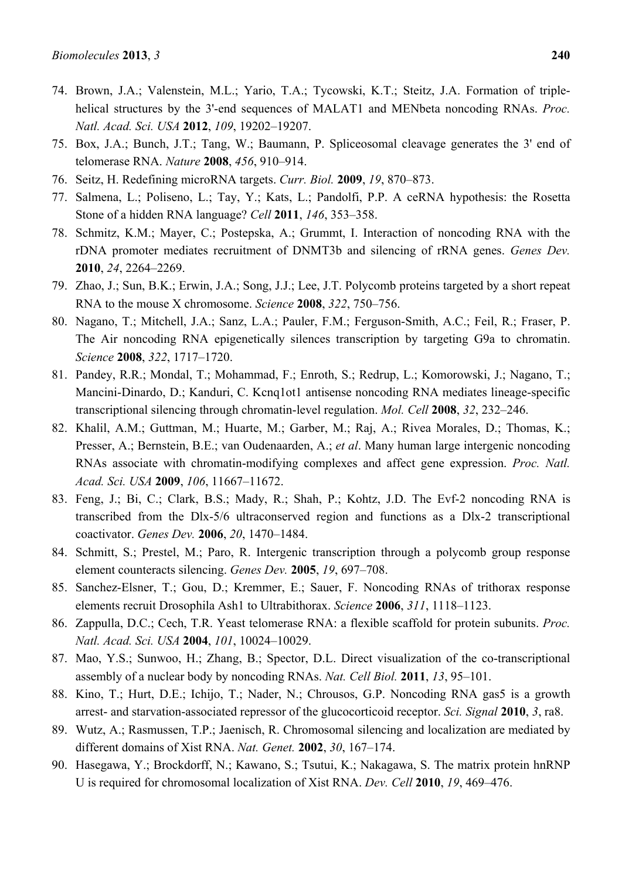74. Brown, J.A.; Valenstein, M.L.; Yario, T.A.; Tycowski, K.T.; Steitz, J.A. Formation of triple-helical structures by the 3'-end sequences of MALAT1 and MENbeta noncoding RNAs. *Proc. Natl. Acad. Sci. USA* **2012**, *109*, 19202–19207.
75. Box, J.A.; Bunch, J.T.; Tang, W.; Baumann, P. Spliceosomal cleavage generates the 3' end of telomerase RNA. *Nature* **2008**, *456*, 910–914.
76. Seitz, H. Redefining microRNA targets. *Curr. Biol.* **2009**, *19*, 870–873.
77. Salmena, L.; Poliseno, L.; Tay, Y.; Kats, L.; Pandolfi, P.P. A ceRNA hypothesis: the Rosetta Stone of a hidden RNA language? *Cell* **2011**, *146*, 353–358.
78. Schmitz, K.M.; Mayer, C.; Postepska, A.; Grummt, I. Interaction of noncoding RNA with the rDNA promoter mediates recruitment of DNMT3b and silencing of rRNA genes. *Genes Dev.* **2010**, *24*, 2264–2269.
79. Zhao, J.; Sun, B.K.; Erwin, J.A.; Song, J.J.; Lee, J.T. Polycomb proteins targeted by a short repeat RNA to the mouse X chromosome. *Science* **2008**, *322*, 750–756.
80. Nagano, T.; Mitchell, J.A.; Sanz, L.A.; Pauler, F.M.; Ferguson-Smith, A.C.; Feil, R.; Fraser, P. The Air noncoding RNA epigenetically silences transcription by targeting G9a to chromatin. *Science* **2008**, *322*, 1717–1720.
81. Pandey, R.R.; Mondal, T.; Mohammad, F.; Enroth, S.; Redrup, L.; Komorowski, J.; Nagano, T.; Mancini-Dinardo, D.; Kanduri, C. Kcnq1ot1 antisense noncoding RNA mediates lineage-specific transcriptional silencing through chromatin-level regulation. *Mol. Cell* **2008**, *32*, 232–246.
82. Khalil, A.M.; Guttman, M.; Huarte, M.; Garber, M.; Raj, A.; Rivea Morales, D.; Thomas, K.; Presser, A.; Bernstein, B.E.; van Oudenaarden, A.; *et al*. Many human large intergenic noncoding RNAs associate with chromatin-modifying complexes and affect gene expression. *Proc. Natl. Acad. Sci. USA* **2009**, *106*, 11667–11672.
83. Feng, J.; Bi, C.; Clark, B.S.; Mady, R.; Shah, P.; Kohtz, J.D. The Evf-2 noncoding RNA is transcribed from the Dlx-5/6 ultraconserved region and functions as a Dlx-2 transcriptional coactivator. *Genes Dev.* **2006**, *20*, 1470–1484.
84. Schmitt, S.; Prestel, M.; Paro, R. Intergenic transcription through a polycomb group response element counteracts silencing. *Genes Dev.* **2005**, *19*, 697–708.
85. Sanchez-Elsner, T.; Gou, D.; Kremmer, E.; Sauer, F. Noncoding RNAs of trithorax response elements recruit Drosophila Ash1 to Ultrabithorax. *Science* **2006**, *311*, 1118–1123.
86. Zappulla, D.C.; Cech, T.R. Yeast telomerase RNA: a flexible scaffold for protein subunits. *Proc. Natl. Acad. Sci. USA* **2004**, *101*, 10024–10029.
87. Mao, Y.S.; Sunwoo, H.; Zhang, B.; Spector, D.L. Direct visualization of the co-transcriptional assembly of a nuclear body by noncoding RNAs. *Nat. Cell Biol.* **2011**, *13*, 95–101.
88. Kino, T.; Hurt, D.E.; Ichijo, T.; Nader, N.; Chrousos, G.P. Noncoding RNA gas5 is a growth arrest- and starvation-associated repressor of the glucocorticoid receptor. *Sci. Signal* **2010**, *3*, ra8.
89. Wutz, A.; Rasmussen, T.P.; Jaenisch, R. Chromosomal silencing and localization are mediated by different domains of Xist RNA. *Nat. Genet.* **2002**, *30*, 167–174.
90. Hasegawa, Y.; Brockdorff, N.; Kawano, S.; Tsutui, K.; Nakagawa, S. The matrix protein hnRNP U is required for chromosomal localization of Xist RNA. *Dev. Cell* **2010**, *19*, 469–476.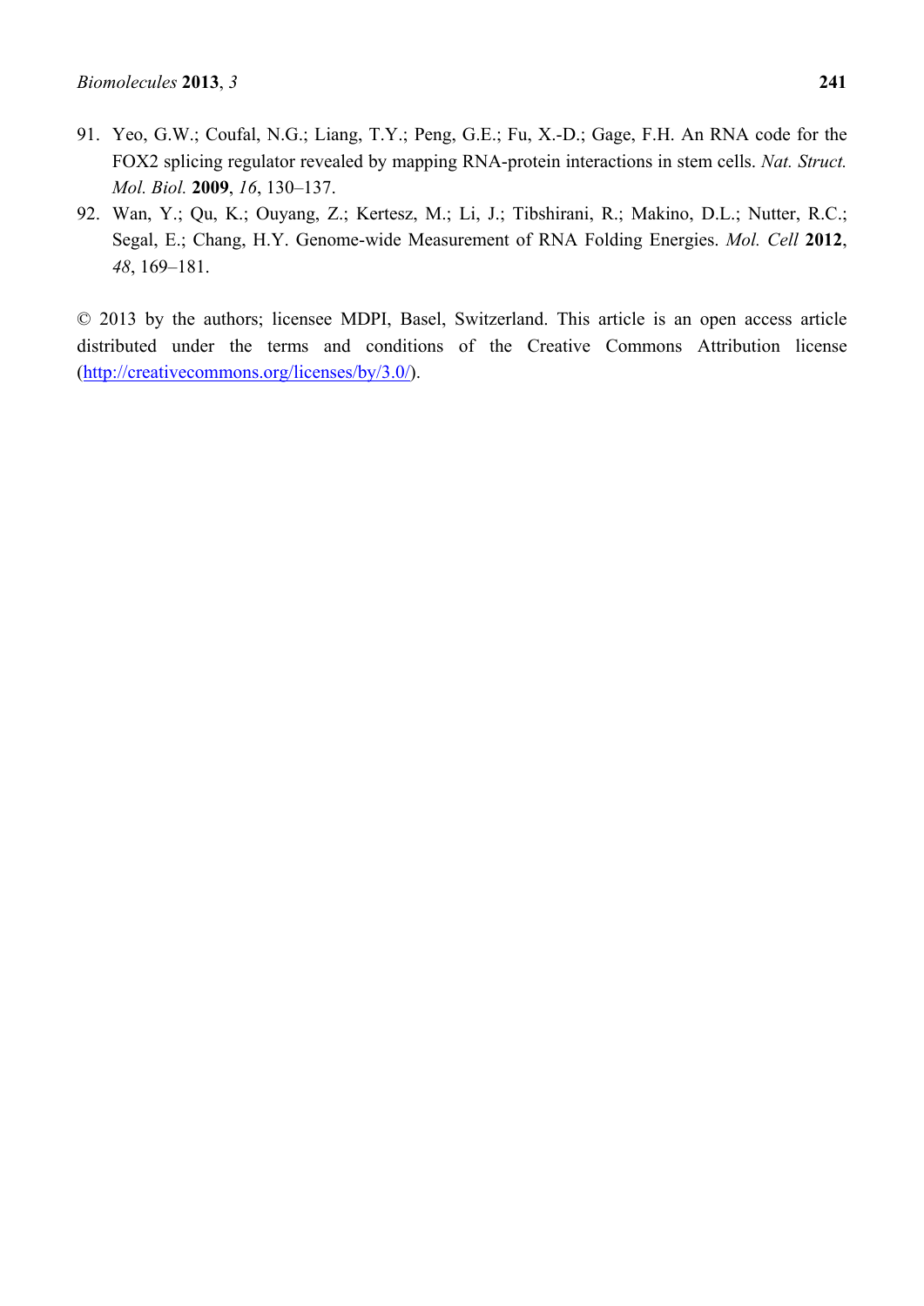91. Yeo, G.W.; Coufal, N.G.; Liang, T.Y.; Peng, G.E.; Fu, X.-D.; Gage, F.H. An RNA code for the FOX2 splicing regulator revealed by mapping RNA-protein interactions in stem cells. *Nat. Struct. Mol. Biol.* **2009**, *16*, 130–137.
92. Wan, Y.; Qu, K.; Ouyang, Z.; Kertesz, M.; Li, J.; Tibshirani, R.; Makino, D.L.; Nutter, R.C.; Segal, E.; Chang, H.Y. Genome-wide Measurement of RNA Folding Energies. *Mol. Cell* **2012**, *48*, 169–181.

© 2013 by the authors; licensee MDPI, Basel, Switzerland. This article is an open access article distributed under the terms and conditions of the Creative Commons Attribution license (http://creativecommons.org/licenses/by/3.0/).